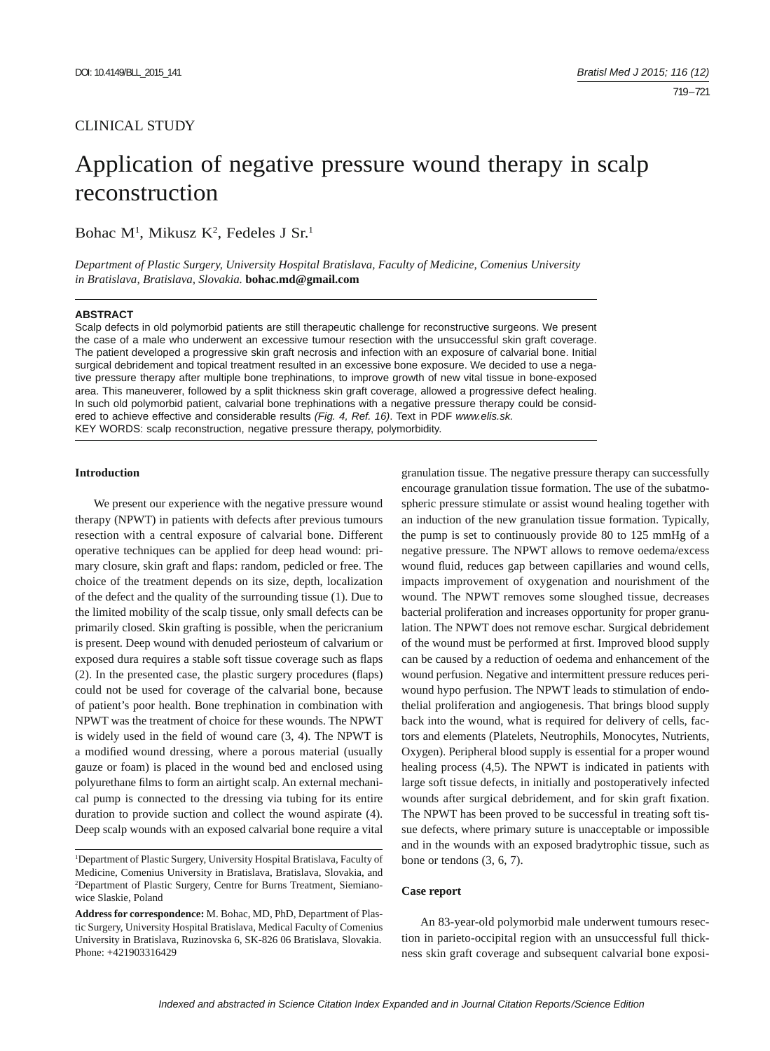CLINICAL STUDY

# Application of negative pressure wound therapy in scalp reconstruction

Bohac M[1], Mikusz K[2], Fedeles J Sr.[1]

*Department of Plastic Surgery, University Hospital Bratislava, Faculty of Medicine, Comenius University in Bratislava, Bratislava, Slovakia.* **bohac.md@gmail.com**

**ABSTRACT**

Scalp defects in old polymorbid patients are still therapeutic challenge for reconstructive surgeons. We present the case of a male who underwent an excessive tumour resection with the unsuccessful skin graft coverage. The patient developed a progressive skin graft necrosis and infection with an exposure of calvarial bone. Initial surgical debridement and topical treatment resulted in an excessive bone exposure. We decided to use a negative pressure therapy after multiple bone trephinations, to improve growth of new vital tissue in bone-exposed area. This maneuverer, followed by a split thickness skin graft coverage, allowed a progressive defect healing. In such old polymorbid patient, calvarial bone trephinations with a negative pressure therapy could be considered to achieve effective and considerable results *(Fig. 4, Ref. 16)*. Text in PDF *www.elis.sk.*

KEY WORDS: scalp reconstruction, negative pressure therapy, polymorbidity.

## Introduction

We present our experience with the negative pressure wound therapy (NPWT) in patients with defects after previous tumours resection with a central exposure of calvarial bone. Different operative techniques can be applied for deep head wound: primary closure, skin graft and flaps: random, pedicled or free. The choice of the treatment depends on its size, depth, localization of the defect and the quality of the surrounding tissue (1). Due to the limited mobility of the scalp tissue, only small defects can be primarily closed. Skin grafting is possible, when the pericranium is present. Deep wound with denuded periosteum of calvarium or exposed dura requires a stable soft tissue coverage such as flaps (2). In the presented case, the plastic surgery procedures (flaps) could not be used for coverage of the calvarial bone, because of patient's poor health. Bone trephination in combination with NPWT was the treatment of choice for these wounds. The NPWT is widely used in the field of wound care (3, 4). The NPWT is a modified wound dressing, where a porous material (usually gauze or foam) is placed in the wound bed and enclosed using polyurethane films to form an airtight scalp. An external mechanical pump is connected to the dressing via tubing for its entire duration to provide suction and collect the wound aspirate (4). Deep scalp wounds with an exposed calvarial bone require a vital granulation tissue. The negative pressure therapy can successfully encourage granulation tissue formation. The use of the subatmospheric pressure stimulate or assist wound healing together with an induction of the new granulation tissue formation. Typically, the pump is set to continuously provide 80 to 125 mmHg of a negative pressure. The NPWT allows to remove oedema/excess wound fluid, reduces gap between capillaries and wound cells, impacts improvement of oxygenation and nourishment of the wound. The NPWT removes some sloughed tissue, decreases bacterial proliferation and increases opportunity for proper granulation. The NPWT does not remove eschar. Surgical debridement of the wound must be performed at first. Improved blood supply can be caused by a reduction of oedema and enhancement of the wound perfusion. Negative and intermittent pressure reduces periwound hypo perfusion. The NPWT leads to stimulation of endothelial proliferation and angiogenesis. That brings blood supply back into the wound, what is required for delivery of cells, factors and elements (Platelets, Neutrophils, Monocytes, Nutrients, Oxygen). Peripheral blood supply is essential for a proper wound healing process (4,5). The NPWT is indicated in patients with large soft tissue defects, in initially and postoperatively infected wounds after surgical debridement, and for skin graft fixation. The NPWT has been proved to be successful in treating soft tissue defects, where primary suture is unacceptable or impossible and in the wounds with an exposed bradytrophic tissue, such as bone or tendons (3, 6, 7).

## Case report

An 83-year-old polymorbid male underwent tumours resection in parieto-occipital region with an unsuccessful full thickness skin graft coverage and subsequent calvarial bone exposi-

[1]Department of Plastic Surgery, University Hospital Bratislava, Faculty of Medicine, Comenius University in Bratislava, Bratislava, Slovakia, and [2]Department of Plastic Surgery, Centre for Burns Treatment, Siemianowice Slaskie, Poland

**Address for correspondence:** M. Bohac, MD, PhD, Department of Plastic Surgery, University Hospital Bratislava, Medical Faculty of Comenius University in Bratislava, Ruzinovska 6, SK-826 06 Bratislava, Slovakia. Phone: +421903316429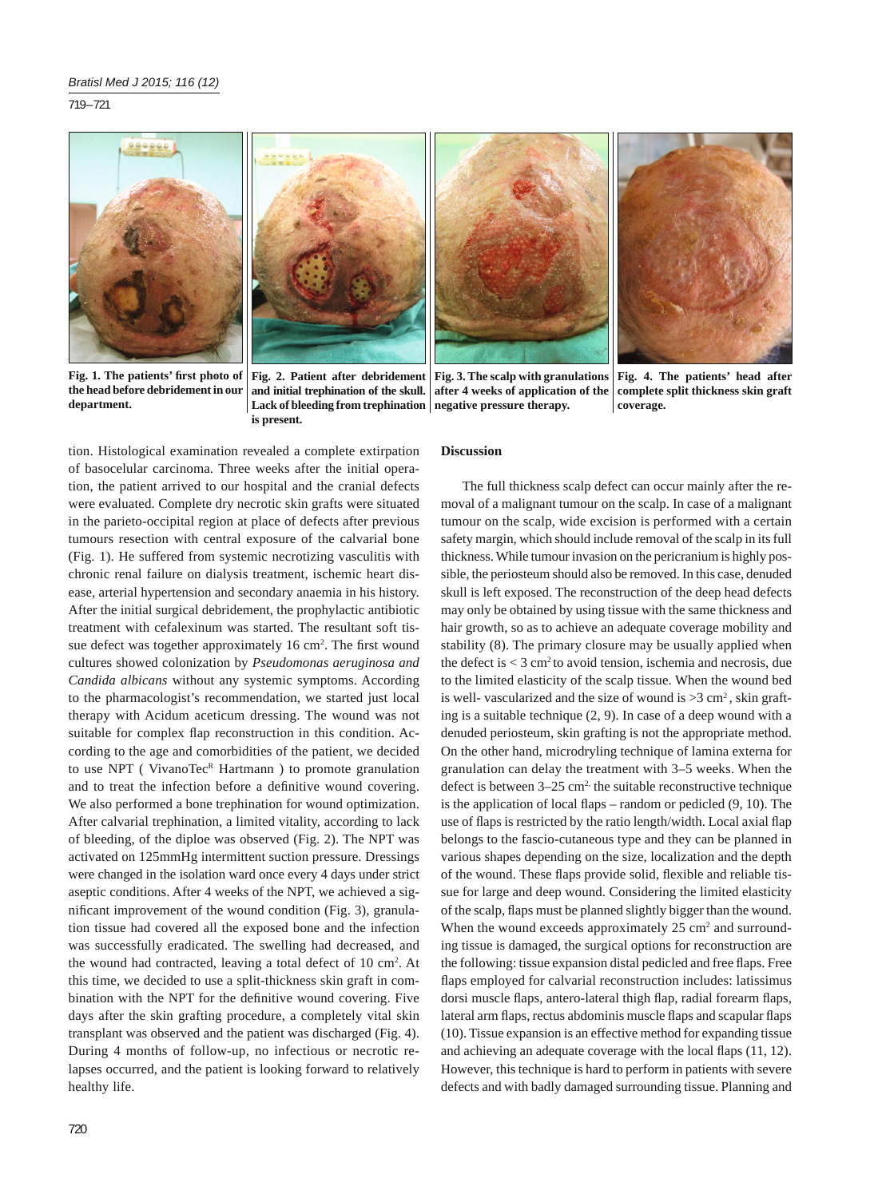Fig. 1. The patients' first photo of the head before debridement in our department.

Fig. 2. Patient after debridement and initial trephination of the skull. Lack of bleeding from trephination is present.

Fig. 3. The scalp with granulations after 4 weeks of application of the negative pressure therapy.

Fig. 4. The patients' head after complete split thickness skin graft coverage.

tion. Histological examination revealed a complete extirpation of basocelular carcinoma. Three weeks after the initial operation, the patient arrived to our hospital and the cranial defects were evaluated. Complete dry necrotic skin grafts were situated in the parieto-occipital region at place of defects after previous tumours resection with central exposure of the calvarial bone (Fig. 1). He suffered from systemic necrotizing vasculitis with chronic renal failure on dialysis treatment, ischemic heart disease, arterial hypertension and secondary anaemia in his history. After the initial surgical debridement, the prophylactic antibiotic treatment with cefalexinum was started. The resultant soft tissue defect was together approximately 16 cm$^2$. The first wound cultures showed colonization by *Pseudomonas aeruginosa and Candida albicans* without any systemic symptoms. According to the pharmacologist's recommendation, we started just local therapy with Acidum aceticum dressing. The wound was not suitable for complex flap reconstruction in this condition. According to the age and comorbidities of the patient, we decided to use NPT ( VivanoTec$^R$ Hartmann ) to promote granulation and to treat the infection before a definitive wound covering. We also performed a bone trephination for wound optimization. After calvarial trephination, a limited vitality, according to lack of bleeding, of the diploe was observed (Fig. 2). The NPT was activated on 125mmHg intermittent suction pressure. Dressings were changed in the isolation ward once every 4 days under strict aseptic conditions. After 4 weeks of the NPT, we achieved a significant improvement of the wound condition (Fig. 3), granulation tissue had covered all the exposed bone and the infection was successfully eradicated. The swelling had decreased, and the wound had contracted, leaving a total defect of 10 cm$^2$. At this time, we decided to use a split-thickness skin graft in combination with the NPT for the definitive wound covering. Five days after the skin grafting procedure, a completely vital skin transplant was observed and the patient was discharged (Fig. 4). During 4 months of follow-up, no infectious or necrotic relapses occurred, and the patient is looking forward to relatively healthy life.

## Discussion

The full thickness scalp defect can occur mainly after the removal of a malignant tumour on the scalp. In case of a malignant tumour on the scalp, wide excision is performed with a certain safety margin, which should include removal of the scalp in its full thickness. While tumour invasion on the pericranium is highly possible, the periosteum should also be removed. In this case, denuded skull is left exposed. The reconstruction of the deep head defects may only be obtained by using tissue with the same thickness and hair growth, so as to achieve an adequate coverage mobility and stability (8). The primary closure may be usually applied when the defect is < 3 cm$^2$ to avoid tension, ischemia and necrosis, due to the limited elasticity of the scalp tissue. When the wound bed is well- vascularized and the size of wound is >3 cm$^2$, skin grafting is a suitable technique (2, 9). In case of a deep wound with a denuded periosteum, skin grafting is not the appropriate method. On the other hand, microdryling technique of lamina externa for granulation can delay the treatment with 3–5 weeks. When the defect is between 3–25 cm$^2$, the suitable reconstructive technique is the application of local flaps – random or pedicled (9, 10). The use of flaps is restricted by the ratio length/width. Local axial flap belongs to the fascio-cutaneous type and they can be planned in various shapes depending on the size, localization and the depth of the wound. These flaps provide solid, flexible and reliable tissue for large and deep wound. Considering the limited elasticity of the scalp, flaps must be planned slightly bigger than the wound. When the wound exceeds approximately 25 cm$^2$ and surrounding tissue is damaged, the surgical options for reconstruction are the following: tissue expansion distal pedicled and free flaps. Free flaps employed for calvarial reconstruction includes: latissimus dorsi muscle flaps, antero-lateral thigh flap, radial forearm flaps, lateral arm flaps, rectus abdominis muscle flaps and scapular flaps (10). Tissue expansion is an effective method for expanding tissue and achieving an adequate coverage with the local flaps (11, 12). However, this technique is hard to perform in patients with severe defects and with badly damaged surrounding tissue. Planning and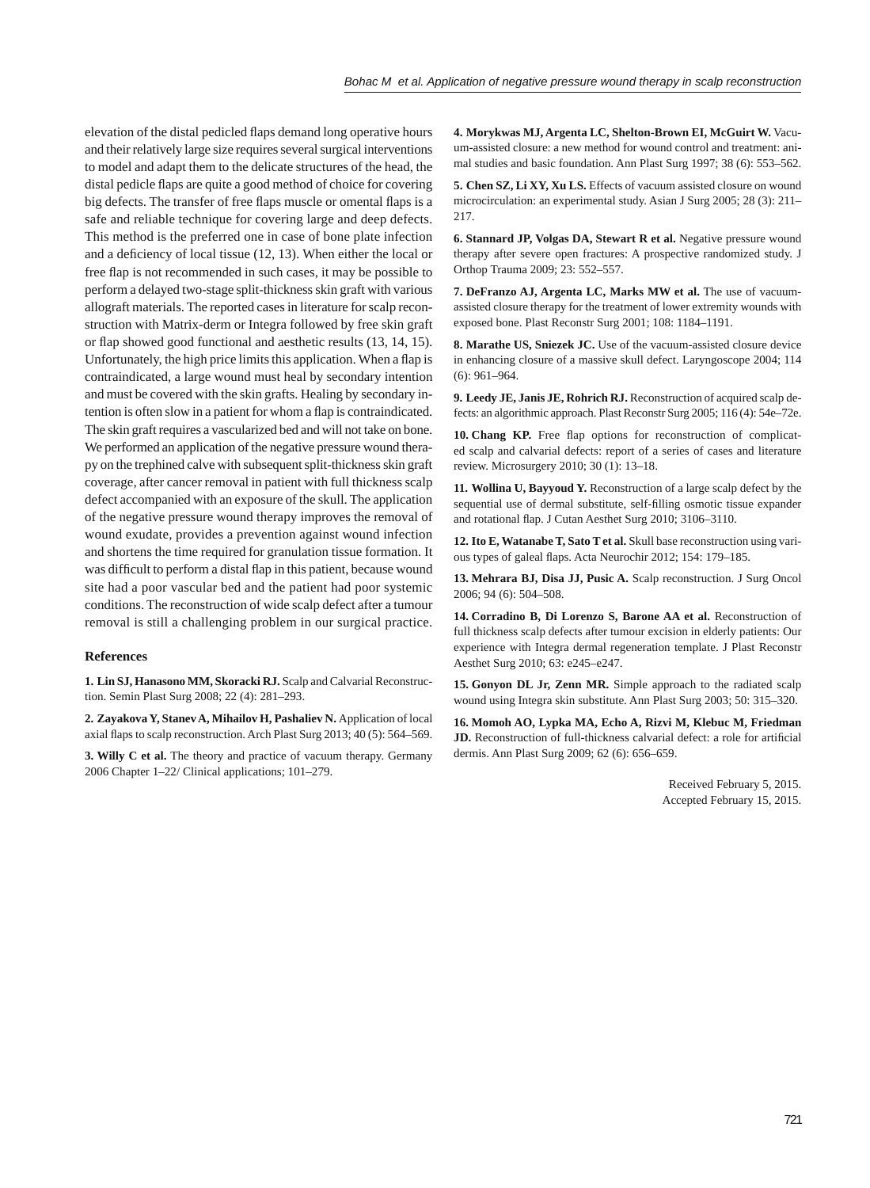elevation of the distal pedicled flaps demand long operative hours and their relatively large size requires several surgical interventions to model and adapt them to the delicate structures of the head, the distal pedicle flaps are quite a good method of choice for covering big defects. The transfer of free flaps muscle or omental flaps is a safe and reliable technique for covering large and deep defects. This method is the preferred one in case of bone plate infection and a deficiency of local tissue (12, 13). When either the local or free flap is not recommended in such cases, it may be possible to perform a delayed two-stage split-thickness skin graft with various allograft materials. The reported cases in literature for scalp reconstruction with Matrix-derm or Integra followed by free skin graft or flap showed good functional and aesthetic results (13, 14, 15). Unfortunately, the high price limits this application. When a flap is contraindicated, a large wound must heal by secondary intention and must be covered with the skin grafts. Healing by secondary intention is often slow in a patient for whom a flap is contraindicated. The skin graft requires a vascularized bed and will not take on bone. We performed an application of the negative pressure wound therapy on the trephined calve with subsequent split-thickness skin graft coverage, after cancer removal in patient with full thickness scalp defect accompanied with an exposure of the skull. The application of the negative pressure wound therapy improves the removal of wound exudate, provides a prevention against wound infection and shortens the time required for granulation tissue formation. It was difficult to perform a distal flap in this patient, because wound site had a poor vascular bed and the patient had poor systemic conditions. The reconstruction of wide scalp defect after a tumour removal is still a challenging problem in our surgical practice.

## References

**1. Lin SJ, Hanasono MM, Skoracki RJ.** Scalp and Calvarial Reconstruction. Semin Plast Surg 2008; 22 (4): 281–293.

**2. Zayakova Y, Stanev A, Mihailov H, Pashaliev N.** Application of local axial flaps to scalp reconstruction. Arch Plast Surg 2013; 40 (5): 564–569.

**3. Willy C et al.** The theory and practice of vacuum therapy. Germany 2006 Chapter 1–22/ Clinical applications; 101–279.

**4. Morykwas MJ, Argenta LC, Shelton-Brown EI, McGuirt W.** Vacuum-assisted closure: a new method for wound control and treatment: animal studies and basic foundation. Ann Plast Surg 1997; 38 (6): 553–562.

**5. Chen SZ, Li XY, Xu LS.** Effects of vacuum assisted closure on wound microcirculation: an experimental study. Asian J Surg 2005; 28 (3): 211–217.

**6. Stannard JP, Volgas DA, Stewart R et al.** Negative pressure wound therapy after severe open fractures: A prospective randomized study. J Orthop Trauma 2009; 23: 552–557.

**7. DeFranzo AJ, Argenta LC, Marks MW et al.** The use of vacuum-assisted closure therapy for the treatment of lower extremity wounds with exposed bone. Plast Reconstr Surg 2001; 108: 1184–1191.

**8. Marathe US, Sniezek JC.** Use of the vacuum-assisted closure device in enhancing closure of a massive skull defect. Laryngoscope 2004; 114 (6): 961–964.

**9. Leedy JE, Janis JE, Rohrich RJ.** Reconstruction of acquired scalp defects: an algorithmic approach. Plast Reconstr Surg 2005; 116 (4): 54e–72e.

**10. Chang KP.** Free flap options for reconstruction of complicated scalp and calvarial defects: report of a series of cases and literature review. Microsurgery 2010; 30 (1): 13–18.

**11. Wollina U, Bayyoud Y.** Reconstruction of a large scalp defect by the sequential use of dermal substitute, self-filling osmotic tissue expander and rotational flap. J Cutan Aesthet Surg 2010; 3106–3110.

**12. Ito E, Watanabe T, Sato T et al.** Skull base reconstruction using various types of galeal flaps. Acta Neurochir 2012; 154: 179–185.

**13. Mehrara BJ, Disa JJ, Pusic A.** Scalp reconstruction. J Surg Oncol 2006; 94 (6): 504–508.

**14. Corradino B, Di Lorenzo S, Barone AA et al.** Reconstruction of full thickness scalp defects after tumour excision in elderly patients: Our experience with Integra dermal regeneration template. J Plast Reconstr Aesthet Surg 2010; 63: e245–e247.

**15. Gonyon DL Jr, Zenn MR.** Simple approach to the radiated scalp wound using Integra skin substitute. Ann Plast Surg 2003; 50: 315–320.

**16. Momoh AO, Lypka MA, Echo A, Rizvi M, Klebuc M, Friedman JD.** Reconstruction of full-thickness calvarial defect: a role for artificial dermis. Ann Plast Surg 2009; 62 (6): 656–659.

Received February 5, 2015.
Accepted February 15, 2015.